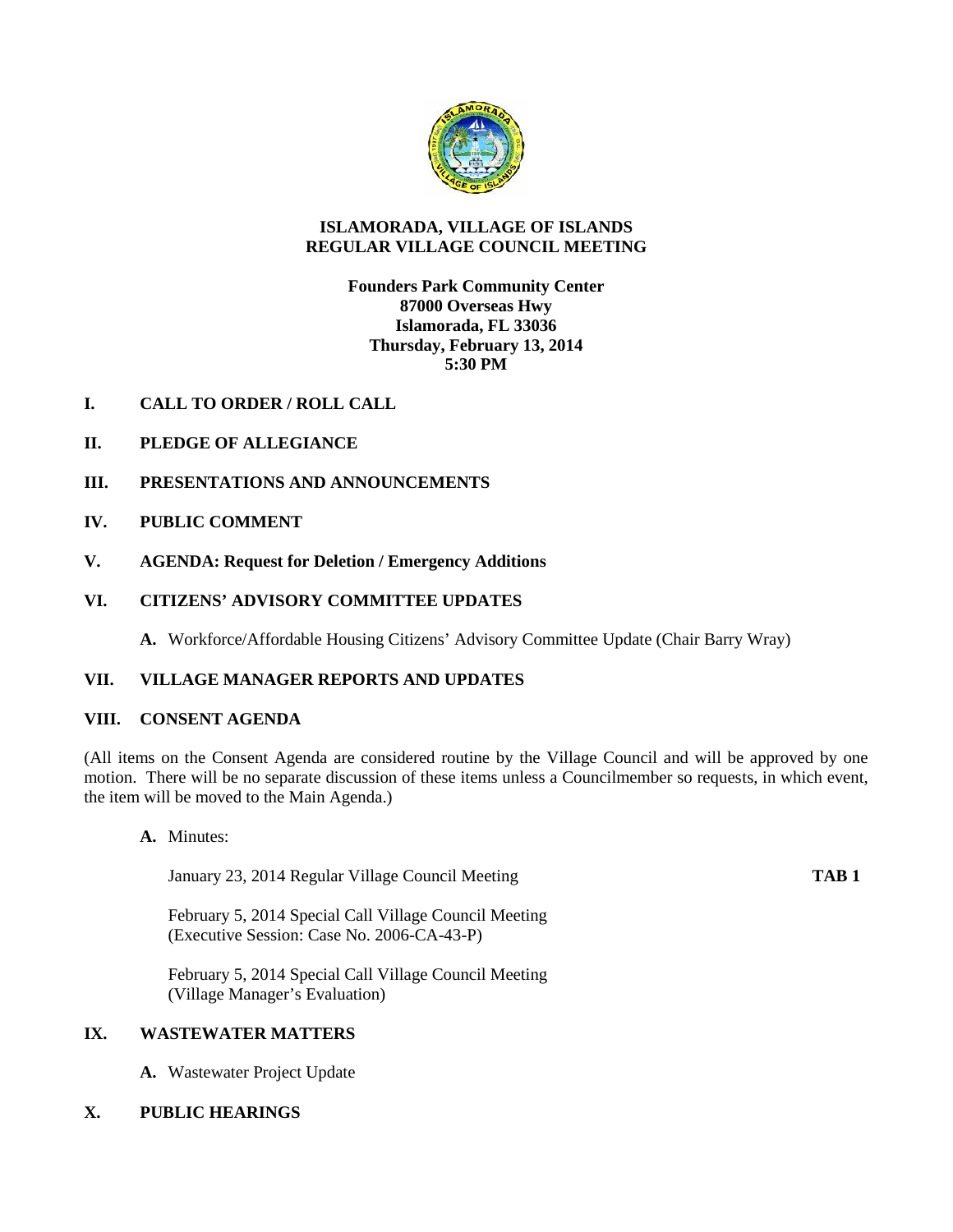# ISLAMORADA, VILLAGE OF ISLANDS
# REGULAR VILLAGE COUNCIL MEETING

**Founders Park Community Center**
**87000 Overseas Hwy**
**Islamorada, FL 33036**
**Thursday, February 13, 2014**
**5:30 PM**

## I. CALL TO ORDER / ROLL CALL

## II. PLEDGE OF ALLEGIANCE

## III. PRESENTATIONS AND ANNOUNCEMENTS

## IV. PUBLIC COMMENT

## V. AGENDA: Request for Deletion / Emergency Additions

## VI. CITIZENS' ADVISORY COMMITTEE UPDATES

**A.** Workforce/Affordable Housing Citizens' Advisory Committee Update (Chair Barry Wray)

## VII. VILLAGE MANAGER REPORTS AND UPDATES

## VIII. CONSENT AGENDA

(All items on the Consent Agenda are considered routine by the Village Council and will be approved by one motion. There will be no separate discussion of these items unless a Councilmember so requests, in which event, the item will be moved to the Main Agenda.)

**A.** Minutes:

January 23, 2014 Regular Village Council Meeting **TAB 1**

February 5, 2014 Special Call Village Council Meeting
(Executive Session: Case No. 2006-CA-43-P)

February 5, 2014 Special Call Village Council Meeting
(Village Manager's Evaluation)

## IX. WASTEWATER MATTERS

**A.** Wastewater Project Update

## X. PUBLIC HEARINGS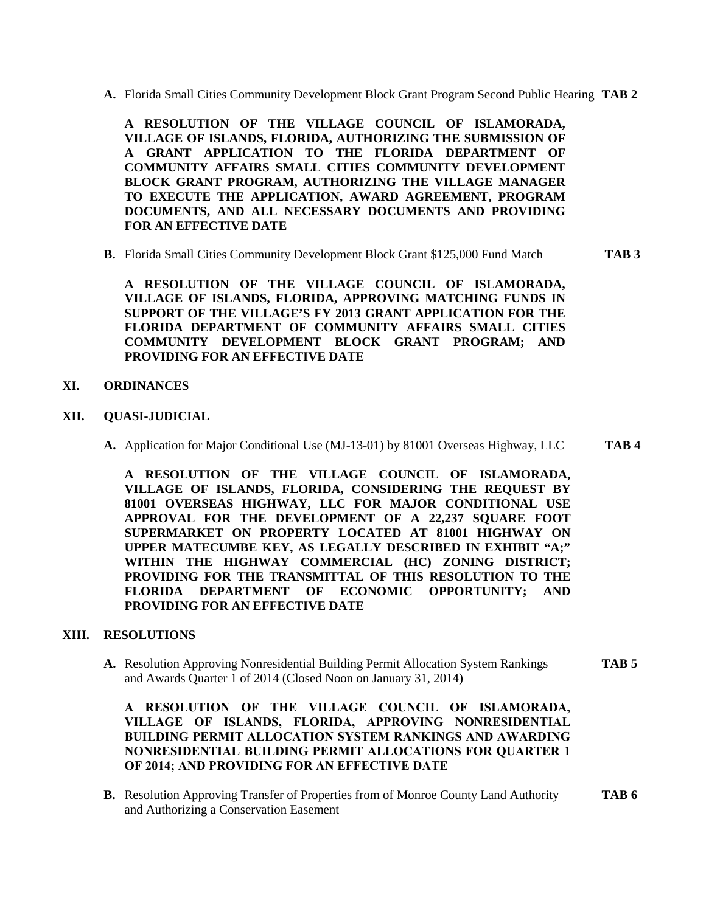**A.** Florida Small Cities Community Development Block Grant Program Second Public Hearing **TAB 2**

**A RESOLUTION OF THE VILLAGE COUNCIL OF ISLAMORADA, VILLAGE OF ISLANDS, FLORIDA, AUTHORIZING THE SUBMISSION OF A GRANT APPLICATION TO THE FLORIDA DEPARTMENT OF COMMUNITY AFFAIRS SMALL CITIES COMMUNITY DEVELOPMENT BLOCK GRANT PROGRAM, AUTHORIZING THE VILLAGE MANAGER TO EXECUTE THE APPLICATION, AWARD AGREEMENT, PROGRAM DOCUMENTS, AND ALL NECESSARY DOCUMENTS AND PROVIDING FOR AN EFFECTIVE DATE**

**B.** Florida Small Cities Community Development Block Grant $125,000 Fund Match **TAB 3**

**A RESOLUTION OF THE VILLAGE COUNCIL OF ISLAMORADA, VILLAGE OF ISLANDS, FLORIDA, APPROVING MATCHING FUNDS IN SUPPORT OF THE VILLAGE'S FY 2013 GRANT APPLICATION FOR THE FLORIDA DEPARTMENT OF COMMUNITY AFFAIRS SMALL CITIES COMMUNITY DEVELOPMENT BLOCK GRANT PROGRAM; AND PROVIDING FOR AN EFFECTIVE DATE**

## XI. ORDINANCES

## XII. QUASI-JUDICIAL

**A.** Application for Major Conditional Use (MJ-13-01) by 81001 Overseas Highway, LLC **TAB 4**

**A RESOLUTION OF THE VILLAGE COUNCIL OF ISLAMORADA, VILLAGE OF ISLANDS, FLORIDA, CONSIDERING THE REQUEST BY 81001 OVERSEAS HIGHWAY, LLC FOR MAJOR CONDITIONAL USE APPROVAL FOR THE DEVELOPMENT OF A 22,237 SQUARE FOOT SUPERMARKET ON PROPERTY LOCATED AT 81001 HIGHWAY ON UPPER MATECUMBE KEY, AS LEGALLY DESCRIBED IN EXHIBIT "A;" WITHIN THE HIGHWAY COMMERCIAL (HC) ZONING DISTRICT; PROVIDING FOR THE TRANSMITTAL OF THIS RESOLUTION TO THE FLORIDA DEPARTMENT OF ECONOMIC OPPORTUNITY; AND PROVIDING FOR AN EFFECTIVE DATE**

## XIII. RESOLUTIONS

**A.** Resolution Approving Nonresidential Building Permit Allocation System Rankings and Awards Quarter 1 of 2014 (Closed Noon on January 31, 2014) **TAB 5**

**A RESOLUTION OF THE VILLAGE COUNCIL OF ISLAMORADA, VILLAGE OF ISLANDS, FLORIDA, APPROVING NONRESIDENTIAL BUILDING PERMIT ALLOCATION SYSTEM RANKINGS AND AWARDING NONRESIDENTIAL BUILDING PERMIT ALLOCATIONS FOR QUARTER 1 OF 2014; AND PROVIDING FOR AN EFFECTIVE DATE**

**B.** Resolution Approving Transfer of Properties from of Monroe County Land Authority and Authorizing a Conservation Easement **TAB 6**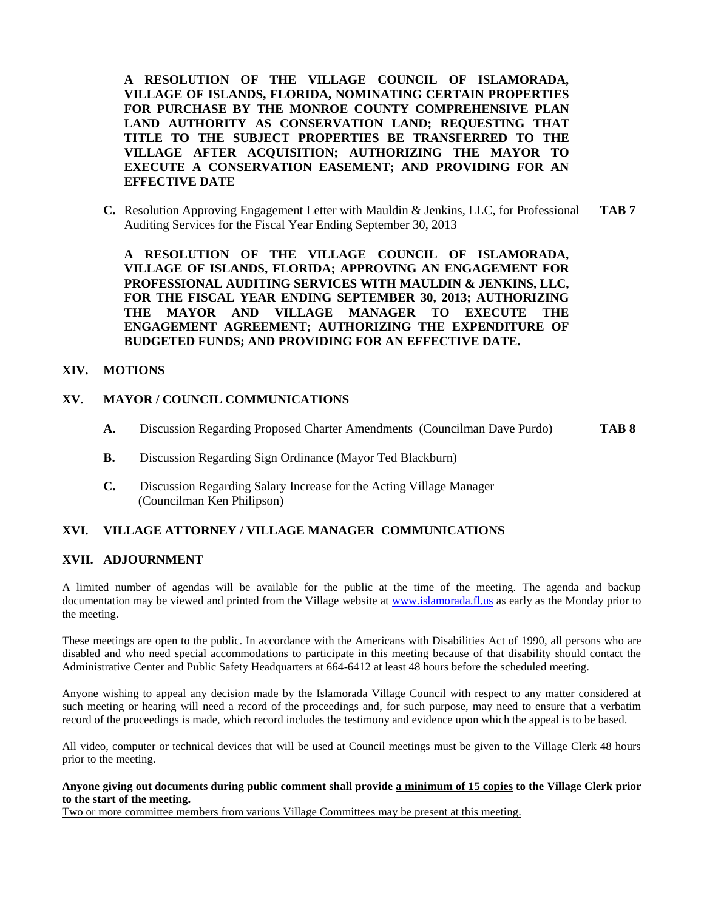**A RESOLUTION OF THE VILLAGE COUNCIL OF ISLAMORADA, VILLAGE OF ISLANDS, FLORIDA, NOMINATING CERTAIN PROPERTIES FOR PURCHASE BY THE MONROE COUNTY COMPREHENSIVE PLAN LAND AUTHORITY AS CONSERVATION LAND; REQUESTING THAT TITLE TO THE SUBJECT PROPERTIES BE TRANSFERRED TO THE VILLAGE AFTER ACQUISITION; AUTHORIZING THE MAYOR TO EXECUTE A CONSERVATION EASEMENT; AND PROVIDING FOR AN EFFECTIVE DATE**

**C.** Resolution Approving Engagement Letter with Mauldin & Jenkins, LLC, for Professional Auditing Services for the Fiscal Year Ending September 30, 2013 **TAB 7**

**A RESOLUTION OF THE VILLAGE COUNCIL OF ISLAMORADA, VILLAGE OF ISLANDS, FLORIDA; APPROVING AN ENGAGEMENT FOR PROFESSIONAL AUDITING SERVICES WITH MAULDIN & JENKINS, LLC, FOR THE FISCAL YEAR ENDING SEPTEMBER 30, 2013; AUTHORIZING THE MAYOR AND VILLAGE MANAGER TO EXECUTE THE ENGAGEMENT AGREEMENT; AUTHORIZING THE EXPENDITURE OF BUDGETED FUNDS; AND PROVIDING FOR AN EFFECTIVE DATE.**

## XIV. MOTIONS

## XV. MAYOR / COUNCIL COMMUNICATIONS

**A.** Discussion Regarding Proposed Charter Amendments (Councilman Dave Purdo) **TAB 8**

**B.** Discussion Regarding Sign Ordinance (Mayor Ted Blackburn)

**C.** Discussion Regarding Salary Increase for the Acting Village Manager (Councilman Ken Philipson)

## XVI. VILLAGE ATTORNEY / VILLAGE MANAGER COMMUNICATIONS

## XVII. ADJOURNMENT

A limited number of agendas will be available for the public at the time of the meeting. The agenda and backup documentation may be viewed and printed from the Village website at www.islamorada.fl.us as early as the Monday prior to the meeting.

These meetings are open to the public. In accordance with the Americans with Disabilities Act of 1990, all persons who are disabled and who need special accommodations to participate in this meeting because of that disability should contact the Administrative Center and Public Safety Headquarters at 664-6412 at least 48 hours before the scheduled meeting.

Anyone wishing to appeal any decision made by the Islamorada Village Council with respect to any matter considered at such meeting or hearing will need a record of the proceedings and, for such purpose, may need to ensure that a verbatim record of the proceedings is made, which record includes the testimony and evidence upon which the appeal is to be based.

All video, computer or technical devices that will be used at Council meetings must be given to the Village Clerk 48 hours prior to the meeting.

**Anyone giving out documents during public comment shall provide a minimum of 15 copies to the Village Clerk prior to the start of the meeting.**

Two or more committee members from various Village Committees may be present at this meeting.